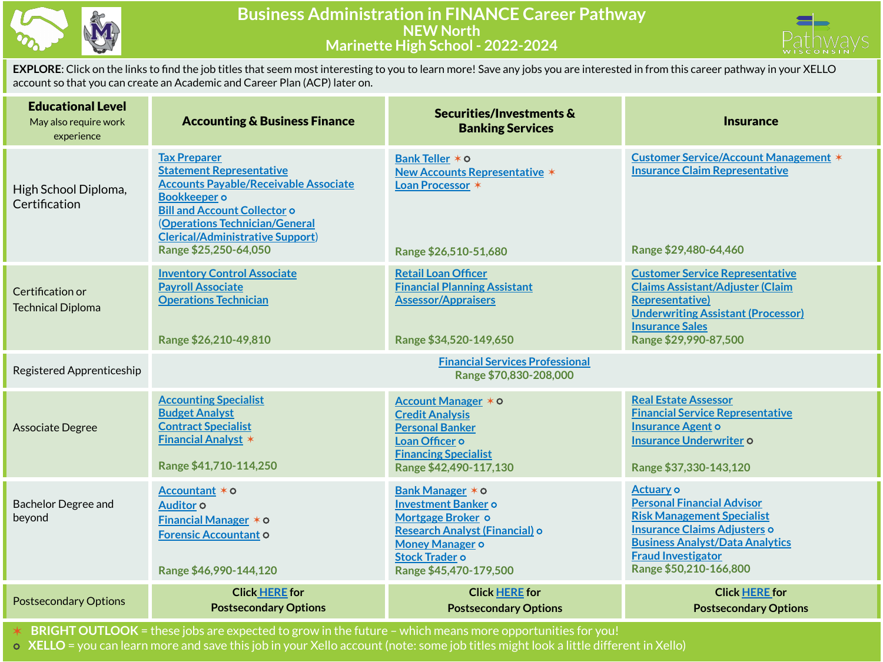# Business Administration in FINANCE Career Pathway

## NEW North

## Marinette High School - 2022-2024

**EXPLORE**: Click on the links to find the job titles that seem most interesting to you to learn more! Save any jobs you are interested in from this career pathway in your XELLO account so that you can create an Academic and Career Plan (ACP) later on.

| **Educational Level** May also require work experience | **Accounting & Business Finance** | **Securities/Investments & Banking Services** | **Insurance** |
|---|---|---|---|
| High School Diploma, Certification | Tax Preparer<br>Statement Representative<br>Accounts Payable/Receivable Associate<br>Bookkeeper o<br>Bill and Account Collector o<br>(Operations Technician/General Clerical/Administrative Support)<br>Range $25,250-64,050 | Bank Teller * o<br>New Accounts Representative *<br>Loan Processor *<br>Range $26,510-51,680 | Customer Service/Account Management *<br>Insurance Claim Representative<br>Range $29,480-64,460 |
| Certification or Technical Diploma | Inventory Control Associate<br>Payroll Associate<br>Operations Technician<br>Range $26,210-49,810 | Retail Loan Officer<br>Financial Planning Assistant<br>Assessor/Appraisers<br>Range $34,520-149,650 | Customer Service Representative<br>Claims Assistant/Adjuster (Claim Representative)<br>Underwriting Assistant (Processor)<br>Insurance Sales<br>Range $29,990-87,500 |
| Registered Apprenticeship | Financial Services Professional<br>Range $70,830-208,000 | | |
| Associate Degree | Accounting Specialist<br>Budget Analyst<br>Contract Specialist<br>Financial Analyst *<br>Range $41,710-114,250 | Account Manager * o<br>Credit Analysis<br>Personal Banker<br>Loan Officer o<br>Financing Specialist<br>Range $42,490-117,130 | Real Estate Assessor<br>Financial Service Representative<br>Insurance Agent o<br>Insurance Underwriter o<br>Range $37,330-143,120 |
| Bachelor Degree and beyond | Accountant * o<br>Auditor o<br>Financial Manager * o<br>Forensic Accountant o<br>Range $46,990-144,120 | Bank Manager * o<br>Investment Banker o<br>Mortgage Broker o<br>Research Analyst (Financial) o<br>Money Manager o<br>Stock Trader o<br>Range $45,470-179,500 | Actuary o<br>Personal Financial Advisor<br>Risk Management Specialist<br>Insurance Claims Adjusters o<br>Business Analyst/Data Analytics<br>Fraud Investigator<br>Range $50,210-166,800 |
| Postsecondary Options | Click HERE for Postsecondary Options | Click HERE for Postsecondary Options | Click HERE for Postsecondary Options |

\* **BRIGHT OUTLOOK** = these jobs are expected to grow in the future – which means more opportunities for you!

o **XELLO** = you can learn more and save this job in your Xello account (note: some job titles might look a little different in Xello)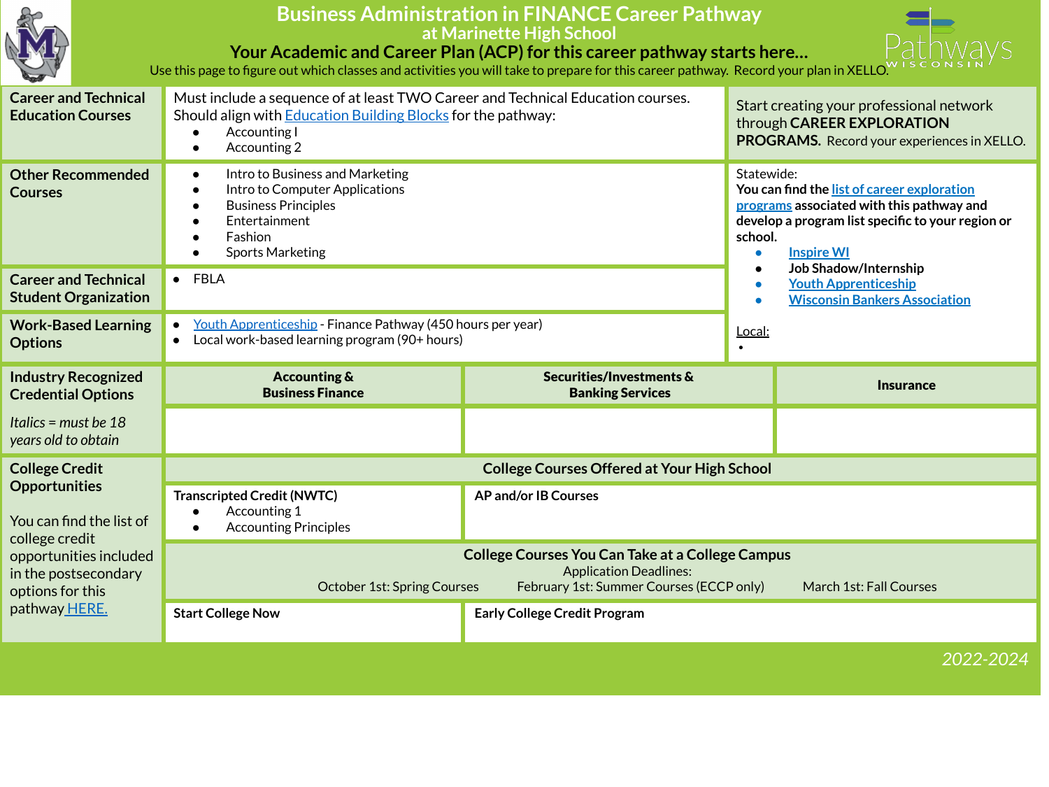# Business Administration in FINANCE Career Pathway

## at Marinette High School

### Your Academic and Career Plan (ACP) for this career pathway starts here...

Use this page to figure out which classes and activities you will take to prepare for this career pathway. Record your plan in XELLO.

**Career and Technical Education Courses**

Must include a sequence of at least TWO Career and Technical Education courses. Should align with [Education Building Blocks] for the pathway:

- Accounting I
- Accounting 2

**Other Recommended Courses**

- Intro to Business and Marketing
- Intro to Computer Applications
- Business Principles
- Entertainment
- Fashion
- Sports Marketing

**Career and Technical Student Organization**

- FBLA

**Work-Based Learning Options**

- [Youth Apprenticeship] - Finance Pathway (450 hours per year)
- Local work-based learning program (90+ hours)

Start creating your professional network through **CAREER EXPLORATION PROGRAMS.** Record your experiences in XELLO.

Statewide:

**You can find the [list of career exploration programs] associated with this pathway and develop a program list specific to your region or school.**

- **[Inspire WI]**
- **Job Shadow/Internship**
- **[Youth Apprenticeship]**
- **[Wisconsin Bankers Association]**

Local:

-

**Industry Recognized Credential Options**

*Italics = must be 18 years old to obtain*

| Accounting & Business Finance | Securities/Investments & Banking Services | Insurance |
|---|---|---|
| | | |

**College Credit Opportunities**

You can find the list of college credit opportunities included in the postsecondary options for this pathway [HERE.]

**College Courses Offered at Your High School**

| Transcripted Credit (NWTC) | AP and/or IB Courses |
|---|---|
| • Accounting 1<br>• Accounting Principles | |

**College Courses You Can Take at a College Campus**

Application Deadlines:

October 1st: Spring Courses February 1st: Summer Courses (ECCP only) March 1st: Fall Courses

| Start College Now | Early College Credit Program |
|---|---|
| | |

*2022-2024*